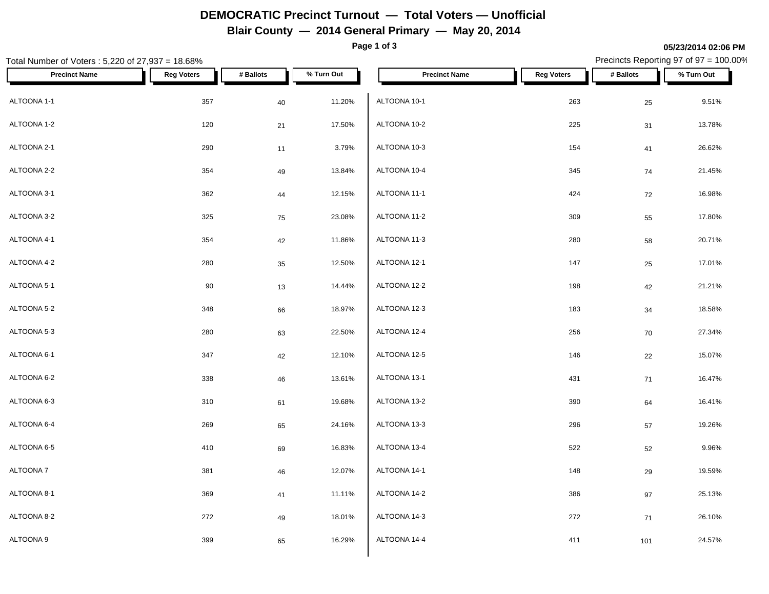# DEMOCRATIC Precinct Turnout — Total Voters — Unofficial

## Blair County — 2014 General Primary — May 20, 2014

05/23/2014 02:06 PM

Total Number of Voters : 5,220 of 27,937 = 18.68%

Precincts Reporting 97 of 97 = 100.00%

| Precinct Name | Reg Voters | # Ballots | % Turn Out |
|---|---|---|---|
| ALTOONA 1-1 | 357 | 40 | 11.20% |
| ALTOONA 1-2 | 120 | 21 | 17.50% |
| ALTOONA 2-1 | 290 | 11 | 3.79% |
| ALTOONA 2-2 | 354 | 49 | 13.84% |
| ALTOONA 3-1 | 362 | 44 | 12.15% |
| ALTOONA 3-2 | 325 | 75 | 23.08% |
| ALTOONA 4-1 | 354 | 42 | 11.86% |
| ALTOONA 4-2 | 280 | 35 | 12.50% |
| ALTOONA 5-1 | 90 | 13 | 14.44% |
| ALTOONA 5-2 | 348 | 66 | 18.97% |
| ALTOONA 5-3 | 280 | 63 | 22.50% |
| ALTOONA 6-1 | 347 | 42 | 12.10% |
| ALTOONA 6-2 | 338 | 46 | 13.61% |
| ALTOONA 6-3 | 310 | 61 | 19.68% |
| ALTOONA 6-4 | 269 | 65 | 24.16% |
| ALTOONA 6-5 | 410 | 69 | 16.83% |
| ALTOONA 7 | 381 | 46 | 12.07% |
| ALTOONA 8-1 | 369 | 41 | 11.11% |
| ALTOONA 8-2 | 272 | 49 | 18.01% |
| ALTOONA 9 | 399 | 65 | 16.29% |
| ALTOONA 10-1 | 263 | 25 | 9.51% |
| ALTOONA 10-2 | 225 | 31 | 13.78% |
| ALTOONA 10-3 | 154 | 41 | 26.62% |
| ALTOONA 10-4 | 345 | 74 | 21.45% |
| ALTOONA 11-1 | 424 | 72 | 16.98% |
| ALTOONA 11-2 | 309 | 55 | 17.80% |
| ALTOONA 11-3 | 280 | 58 | 20.71% |
| ALTOONA 12-1 | 147 | 25 | 17.01% |
| ALTOONA 12-2 | 198 | 42 | 21.21% |
| ALTOONA 12-3 | 183 | 34 | 18.58% |
| ALTOONA 12-4 | 256 | 70 | 27.34% |
| ALTOONA 12-5 | 146 | 22 | 15.07% |
| ALTOONA 13-1 | 431 | 71 | 16.47% |
| ALTOONA 13-2 | 390 | 64 | 16.41% |
| ALTOONA 13-3 | 296 | 57 | 19.26% |
| ALTOONA 13-4 | 522 | 52 | 9.96% |
| ALTOONA 14-1 | 148 | 29 | 19.59% |
| ALTOONA 14-2 | 386 | 97 | 25.13% |
| ALTOONA 14-3 | 272 | 71 | 26.10% |
| ALTOONA 14-4 | 411 | 101 | 24.57% |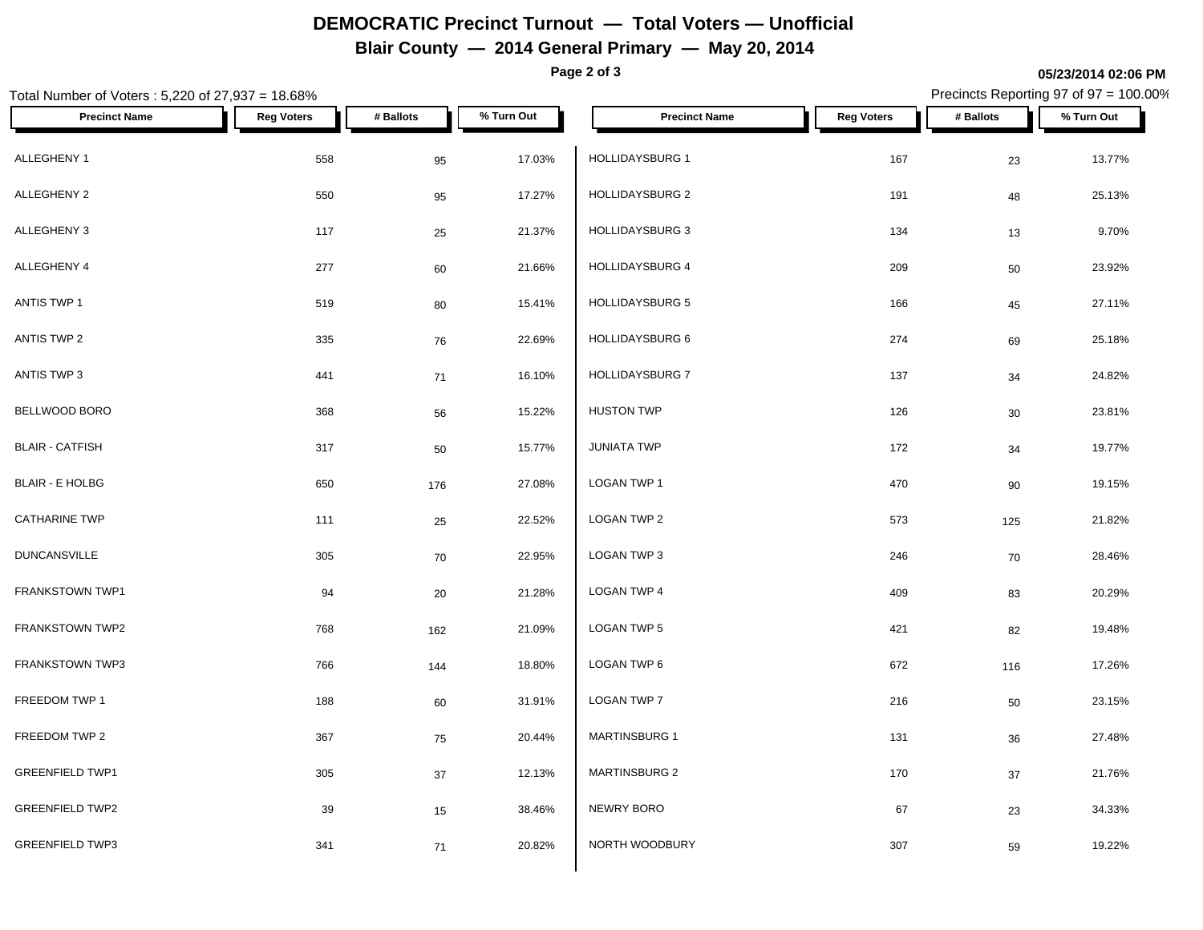# DEMOCRATIC Precinct Turnout — Total Voters — Unofficial

## Blair County — 2014 General Primary — May 20, 2014

05/23/2014 02:06 PM

Total Number of Voters : 5,220 of 27,937 = 18.68%

Precincts Reporting 97 of 97 = 100.00%

| Precinct Name | Reg Voters | # Ballots | % Turn Out |
|---|---|---|---|
| ALLEGHENY 1 | 558 | 95 | 17.03% |
| ALLEGHENY 2 | 550 | 95 | 17.27% |
| ALLEGHENY 3 | 117 | 25 | 21.37% |
| ALLEGHENY 4 | 277 | 60 | 21.66% |
| ANTIS TWP 1 | 519 | 80 | 15.41% |
| ANTIS TWP 2 | 335 | 76 | 22.69% |
| ANTIS TWP 3 | 441 | 71 | 16.10% |
| BELLWOOD BORO | 368 | 56 | 15.22% |
| BLAIR - CATFISH | 317 | 50 | 15.77% |
| BLAIR - E HOLBG | 650 | 176 | 27.08% |
| CATHARINE TWP | 111 | 25 | 22.52% |
| DUNCANSVILLE | 305 | 70 | 22.95% |
| FRANKSTOWN TWP1 | 94 | 20 | 21.28% |
| FRANKSTOWN TWP2 | 768 | 162 | 21.09% |
| FRANKSTOWN TWP3 | 766 | 144 | 18.80% |
| FREEDOM TWP 1 | 188 | 60 | 31.91% |
| FREEDOM TWP 2 | 367 | 75 | 20.44% |
| GREENFIELD TWP1 | 305 | 37 | 12.13% |
| GREENFIELD TWP2 | 39 | 15 | 38.46% |
| GREENFIELD TWP3 | 341 | 71 | 20.82% |
| HOLLIDAYSBURG 1 | 167 | 23 | 13.77% |
| HOLLIDAYSBURG 2 | 191 | 48 | 25.13% |
| HOLLIDAYSBURG 3 | 134 | 13 | 9.70% |
| HOLLIDAYSBURG 4 | 209 | 50 | 23.92% |
| HOLLIDAYSBURG 5 | 166 | 45 | 27.11% |
| HOLLIDAYSBURG 6 | 274 | 69 | 25.18% |
| HOLLIDAYSBURG 7 | 137 | 34 | 24.82% |
| HUSTON TWP | 126 | 30 | 23.81% |
| JUNIATA TWP | 172 | 34 | 19.77% |
| LOGAN TWP 1 | 470 | 90 | 19.15% |
| LOGAN TWP 2 | 573 | 125 | 21.82% |
| LOGAN TWP 3 | 246 | 70 | 28.46% |
| LOGAN TWP 4 | 409 | 83 | 20.29% |
| LOGAN TWP 5 | 421 | 82 | 19.48% |
| LOGAN TWP 6 | 672 | 116 | 17.26% |
| LOGAN TWP 7 | 216 | 50 | 23.15% |
| MARTINSBURG 1 | 131 | 36 | 27.48% |
| MARTINSBURG 2 | 170 | 37 | 21.76% |
| NEWRY BORO | 67 | 23 | 34.33% |
| NORTH WOODBURY | 307 | 59 | 19.22% |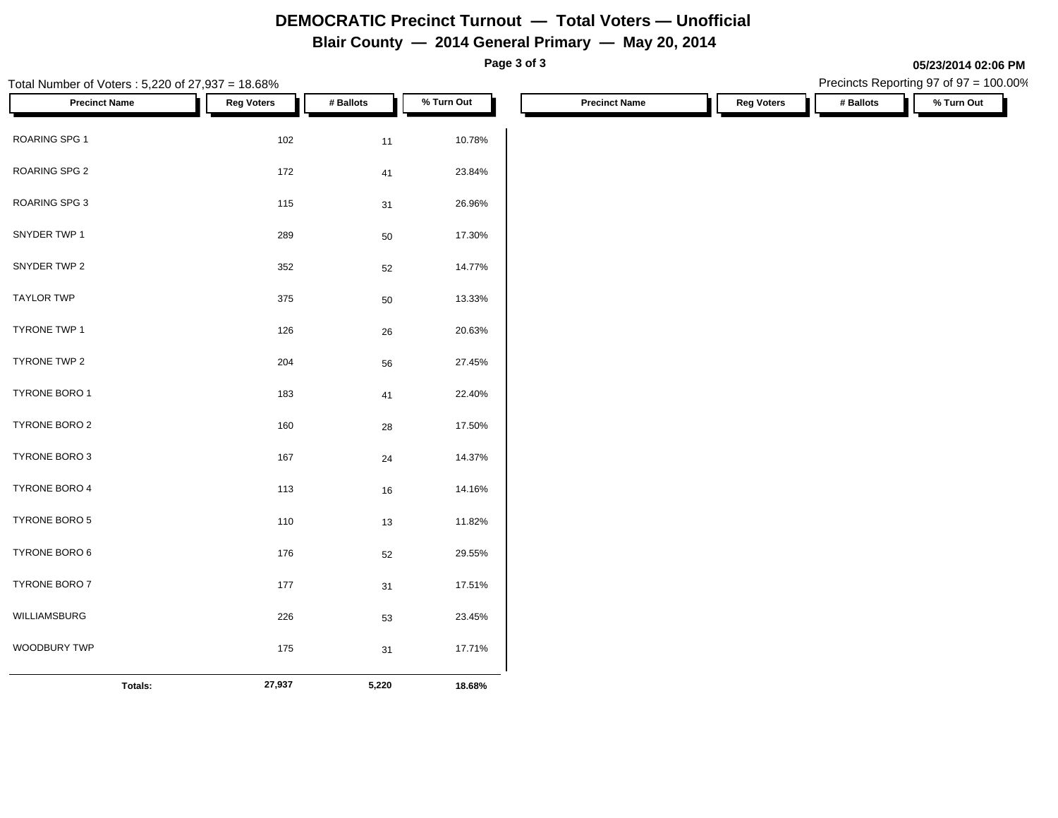# DEMOCRATIC Precinct Turnout — Total Voters — Unofficial

## Blair County — 2014 General Primary — May 20, 2014

05/23/2014 02:06 PM

Total Number of Voters : 5,220 of 27,937 = 18.68%

Precincts Reporting 97 of 97 = 100.00%

| Precinct Name | Reg Voters | # Ballots | % Turn Out |
|---|---|---|---|
| ROARING SPG 1 | 102 | 11 | 10.78% |
| ROARING SPG 2 | 172 | 41 | 23.84% |
| ROARING SPG 3 | 115 | 31 | 26.96% |
| SNYDER TWP 1 | 289 | 50 | 17.30% |
| SNYDER TWP 2 | 352 | 52 | 14.77% |
| TAYLOR TWP | 375 | 50 | 13.33% |
| TYRONE TWP 1 | 126 | 26 | 20.63% |
| TYRONE TWP 2 | 204 | 56 | 27.45% |
| TYRONE BORO 1 | 183 | 41 | 22.40% |
| TYRONE BORO 2 | 160 | 28 | 17.50% |
| TYRONE BORO 3 | 167 | 24 | 14.37% |
| TYRONE BORO 4 | 113 | 16 | 14.16% |
| TYRONE BORO 5 | 110 | 13 | 11.82% |
| TYRONE BORO 6 | 176 | 52 | 29.55% |
| TYRONE BORO 7 | 177 | 31 | 17.51% |
| WILLIAMSBURG | 226 | 53 | 23.45% |
| WOODBURY TWP | 175 | 31 | 17.71% |
| **Totals:** | **27,937** | **5,220** | **18.68%** |